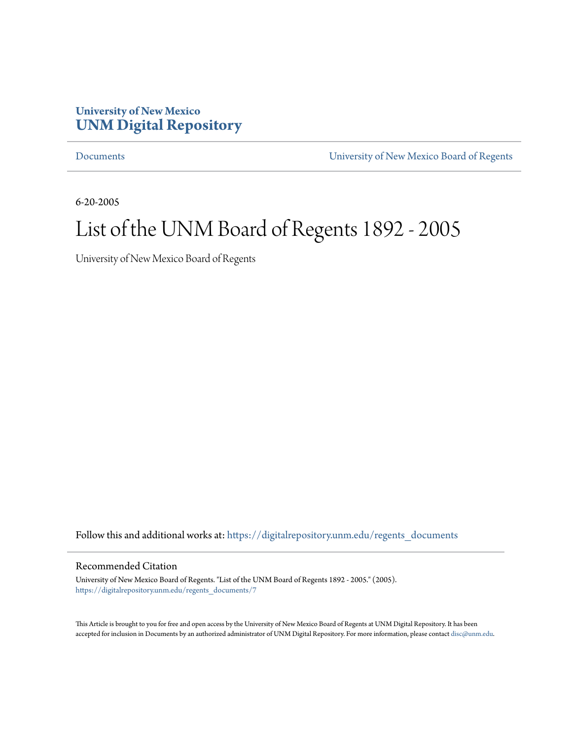**University of New Mexico**
**UNM Digital Repository**

Documents | University of New Mexico Board of Regents

6-20-2005

# List of the UNM Board of Regents 1892 - 2005

University of New Mexico Board of Regents

Follow this and additional works at: https://digitalrepository.unm.edu/regents_documents

## Recommended Citation

University of New Mexico Board of Regents. "List of the UNM Board of Regents 1892 - 2005." (2005).
https://digitalrepository.unm.edu/regents_documents/7

This Article is brought to you for free and open access by the University of New Mexico Board of Regents at UNM Digital Repository. It has been accepted for inclusion in Documents by an authorized administrator of UNM Digital Repository. For more information, please contact disc@unm.edu.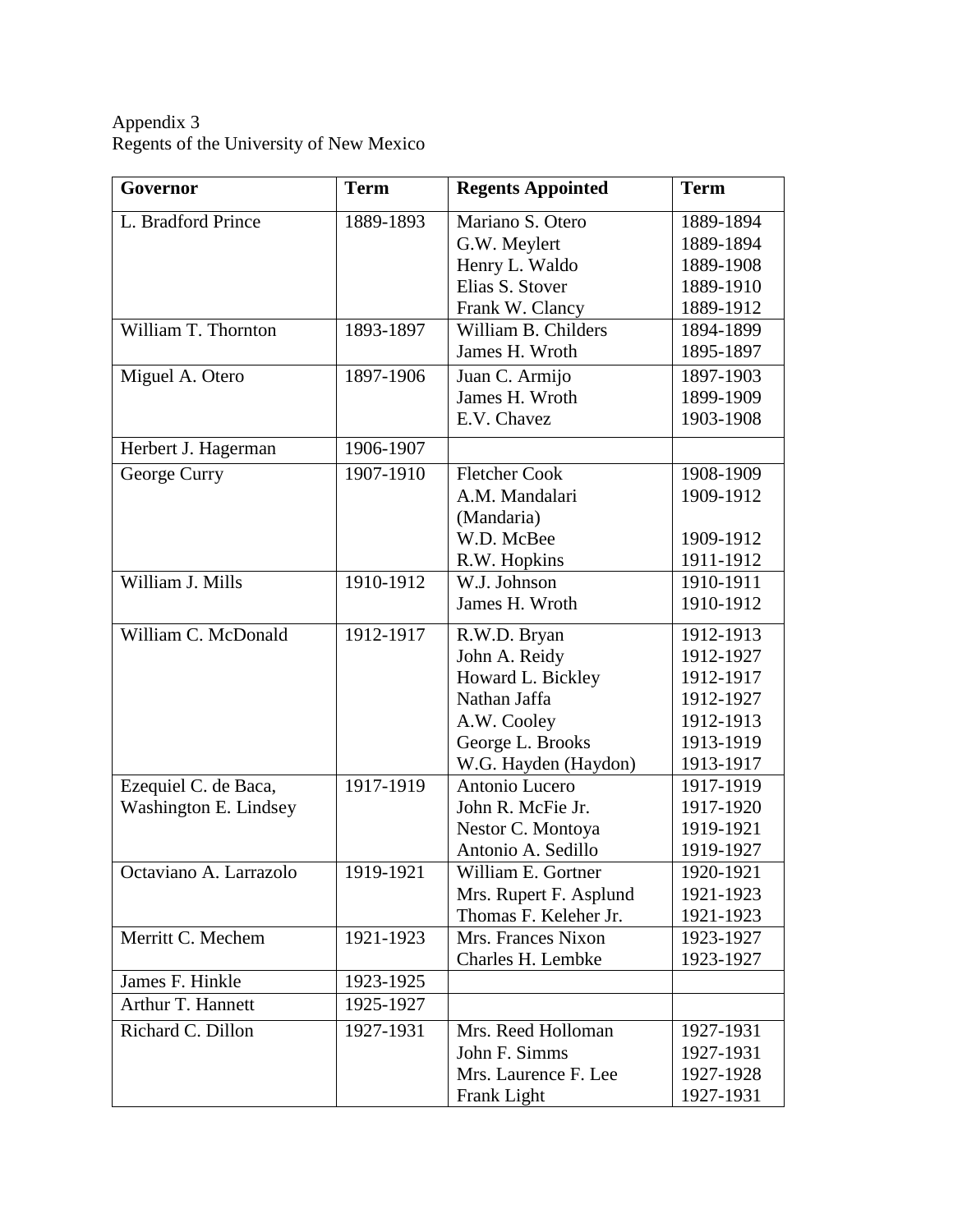Appendix 3
Regents of the University of New Mexico

| Governor | Term | Regents Appointed | Term |
|---|---|---|---|
| L. Bradford Prince | 1889-1893 | Mariano S. Otero | 1889-1894 |
| | | G.W. Meylert | 1889-1894 |
| | | Henry L. Waldo | 1889-1908 |
| | | Elias S. Stover | 1889-1910 |
| | | Frank W. Clancy | 1889-1912 |
| William T. Thornton | 1893-1897 | William B. Childers | 1894-1899 |
| | | James H. Wroth | 1895-1897 |
| Miguel A. Otero | 1897-1906 | Juan C. Armijo | 1897-1903 |
| | | James H. Wroth | 1899-1909 |
| | | E.V. Chavez | 1903-1908 |
| Herbert J. Hagerman | 1906-1907 | | |
| George Curry | 1907-1910 | Fletcher Cook | 1908-1909 |
| | | A.M. Mandalari (Mandaria) | 1909-1912 |
| | | W.D. McBee | 1909-1912 |
| | | R.W. Hopkins | 1911-1912 |
| William J. Mills | 1910-1912 | W.J. Johnson | 1910-1911 |
| | | James H. Wroth | 1910-1912 |
| William C. McDonald | 1912-1917 | R.W.D. Bryan | 1912-1913 |
| | | John A. Reidy | 1912-1927 |
| | | Howard L. Bickley | 1912-1917 |
| | | Nathan Jaffa | 1912-1927 |
| | | A.W. Cooley | 1912-1913 |
| | | George L. Brooks | 1913-1919 |
| | | W.G. Hayden (Haydon) | 1913-1917 |
| Ezequiel C. de Baca, Washington E. Lindsey | 1917-1919 | Antonio Lucero | 1917-1919 |
| | | John R. McFie Jr. | 1917-1920 |
| | | Nestor C. Montoya | 1919-1921 |
| | | Antonio A. Sedillo | 1919-1927 |
| Octaviano A. Larrazolo | 1919-1921 | William E. Gortner | 1920-1921 |
| | | Mrs. Rupert F. Asplund | 1921-1923 |
| | | Thomas F. Keleher Jr. | 1921-1923 |
| Merritt C. Mechem | 1921-1923 | Mrs. Frances Nixon | 1923-1927 |
| | | Charles H. Lembke | 1923-1927 |
| James F. Hinkle | 1923-1925 | | |
| Arthur T. Hannett | 1925-1927 | | |
| Richard C. Dillon | 1927-1931 | Mrs. Reed Holloman | 1927-1931 |
| | | John F. Simms | 1927-1931 |
| | | Mrs. Laurence F. Lee | 1927-1928 |
| | | Frank Light | 1927-1931 |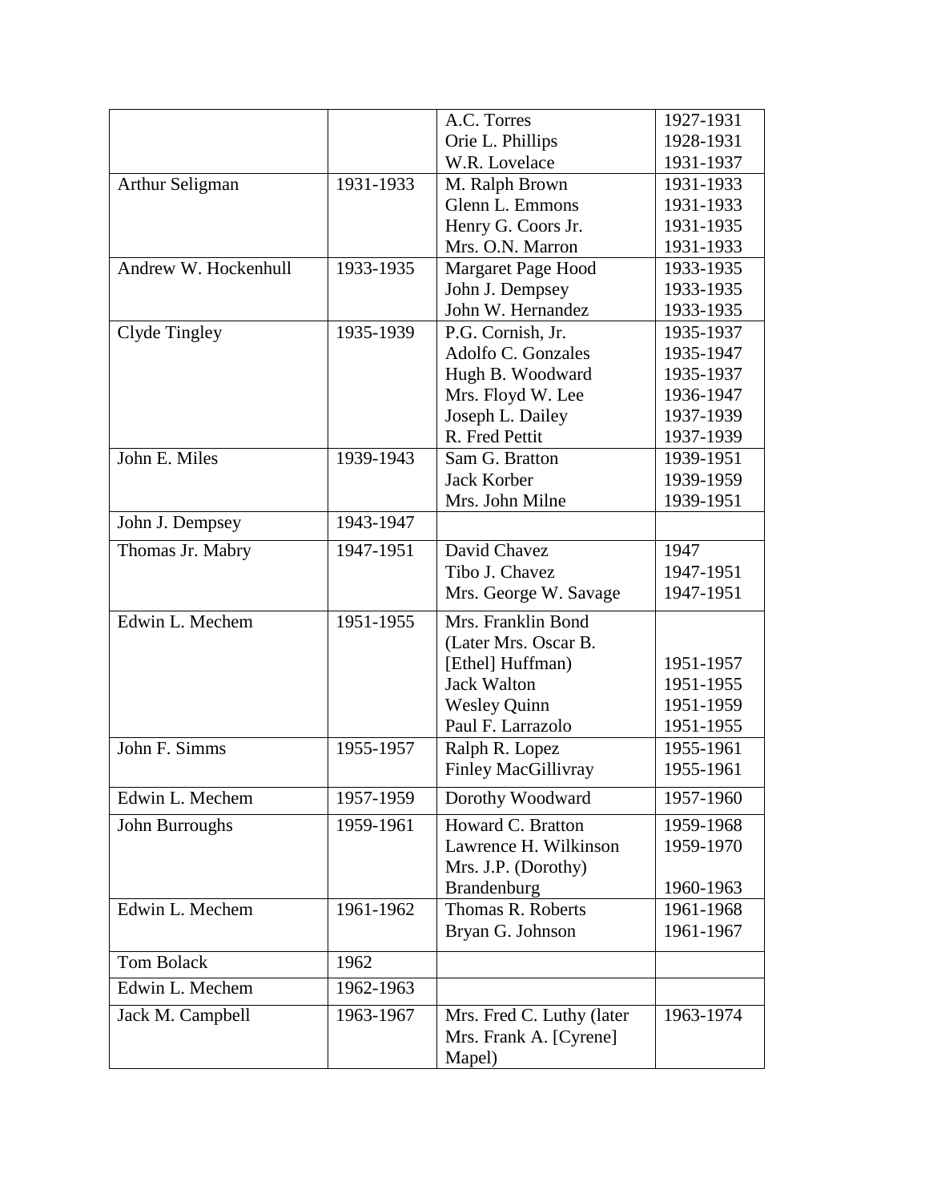| | | | |
|---|---|---|---|
| | | A.C. Torres<br>Orie L. Phillips<br>W.R. Lovelace | 1927-1931<br>1928-1931<br>1931-1937 |
| Arthur Seligman | 1931-1933 | M. Ralph Brown<br>Glenn L. Emmons<br>Henry G. Coors Jr.<br>Mrs. O.N. Marron | 1931-1933<br>1931-1933<br>1931-1935<br>1931-1933 |
| Andrew W. Hockenhull | 1933-1935 | Margaret Page Hood<br>John J. Dempsey<br>John W. Hernandez | 1933-1935<br>1933-1935<br>1933-1935 |
| Clyde Tingley | 1935-1939 | P.G. Cornish, Jr.<br>Adolfo C. Gonzales<br>Hugh B. Woodward<br>Mrs. Floyd W. Lee<br>Joseph L. Dailey<br>R. Fred Pettit | 1935-1937<br>1935-1947<br>1935-1937<br>1936-1947<br>1937-1939<br>1937-1939 |
| John E. Miles | 1939-1943 | Sam G. Bratton<br>Jack Korber<br>Mrs. John Milne | 1939-1951<br>1939-1959<br>1939-1951 |
| John J. Dempsey | 1943-1947 | | |
| Thomas Jr. Mabry | 1947-1951 | David Chavez<br>Tibo J. Chavez<br>Mrs. George W. Savage | 1947<br>1947-1951<br>1947-1951 |
| Edwin L. Mechem | 1951-1955 | Mrs. Franklin Bond (Later Mrs. Oscar B. [Ethel] Huffman)<br>Jack Walton<br>Wesley Quinn<br>Paul F. Larrazolo | 1951-1957<br>1951-1955<br>1951-1959<br>1951-1955 |
| John F. Simms | 1955-1957 | Ralph R. Lopez<br>Finley MacGillivray | 1955-1961<br>1955-1961 |
| Edwin L. Mechem | 1957-1959 | Dorothy Woodward | 1957-1960 |
| John Burroughs | 1959-1961 | Howard C. Bratton<br>Lawrence H. Wilkinson<br>Mrs. J.P. (Dorothy) Brandenburg | 1959-1968<br>1959-1970<br>1960-1963 |
| Edwin L. Mechem | 1961-1962 | Thomas R. Roberts<br>Bryan G. Johnson | 1961-1968<br>1961-1967 |
| Tom Bolack | 1962 | | |
| Edwin L. Mechem | 1962-1963 | | |
| Jack M. Campbell | 1963-1967 | Mrs. Fred C. Luthy (later Mrs. Frank A. [Cyrene] Mapel) | 1963-1974 |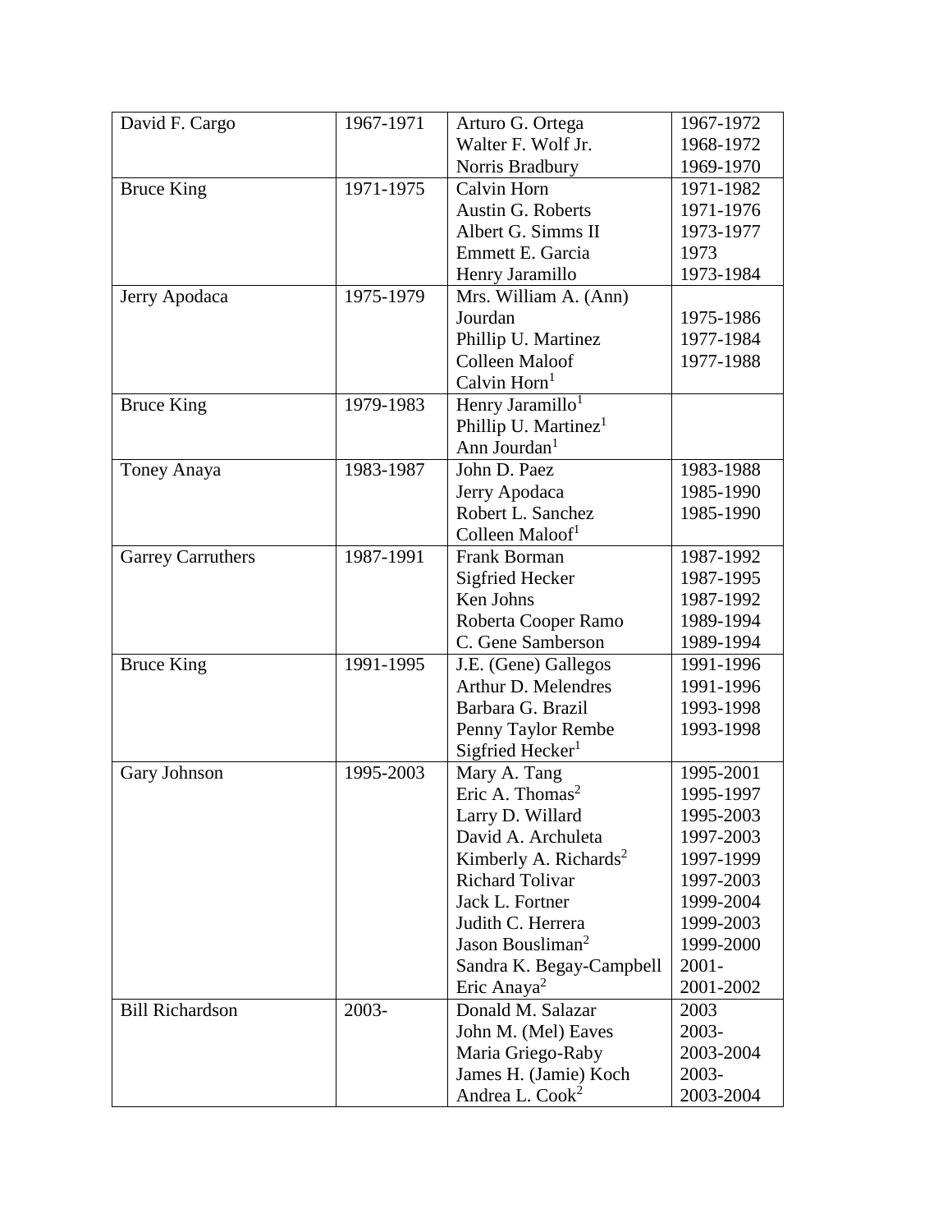| | | | |
|---|---|---|---|
| David F. Cargo | 1967-1971 | Arturo G. Ortega<br>Walter F. Wolf Jr.<br>Norris Bradbury | 1967-1972<br>1968-1972<br>1969-1970 |
| Bruce King | 1971-1975 | Calvin Horn<br>Austin G. Roberts<br>Albert G. Simms II<br>Emmett E. Garcia<br>Henry Jaramillo | 1971-1982<br>1971-1976<br>1973-1977<br>1973<br>1973-1984 |
| Jerry Apodaca | 1975-1979 | Mrs. William A. (Ann) Jourdan<br>Phillip U. Martinez<br>Colleen Maloof<br>Calvin Horn[1] | 1975-1986<br>1977-1984<br>1977-1988 |
| Bruce King | 1979-1983 | Henry Jaramillo[1]<br>Phillip U. Martinez[1]<br>Ann Jourdan[1] | |
| Toney Anaya | 1983-1987 | John D. Paez<br>Jerry Apodaca<br>Robert L. Sanchez<br>Colleen Maloof[1] | 1983-1988<br>1985-1990<br>1985-1990 |
| Garrey Carruthers | 1987-1991 | Frank Borman<br>Sigfried Hecker<br>Ken Johns<br>Roberta Cooper Ramo<br>C. Gene Samberson | 1987-1992<br>1987-1995<br>1987-1992<br>1989-1994<br>1989-1994 |
| Bruce King | 1991-1995 | J.E. (Gene) Gallegos<br>Arthur D. Melendres<br>Barbara G. Brazil<br>Penny Taylor Rembe<br>Sigfried Hecker[1] | 1991-1996<br>1991-1996<br>1993-1998<br>1993-1998 |
| Gary Johnson | 1995-2003 | Mary A. Tang<br>Eric A. Thomas[2]<br>Larry D. Willard<br>David A. Archuleta<br>Kimberly A. Richards[2]<br>Richard Tolivar<br>Jack L. Fortner<br>Judith C. Herrera<br>Jason Bousliman[2]<br>Sandra K. Begay-Campbell<br>Eric Anaya[2] | 1995-2001<br>1995-1997<br>1995-2003<br>1997-2003<br>1997-1999<br>1997-2003<br>1999-2004<br>1999-2003<br>1999-2000<br>2001-<br>2001-2002 |
| Bill Richardson | 2003- | Donald M. Salazar<br>John M. (Mel) Eaves<br>Maria Griego-Raby<br>James H. (Jamie) Koch<br>Andrea L. Cook[2] | 2003<br>2003-<br>2003-2004<br>2003-<br>2003-2004 |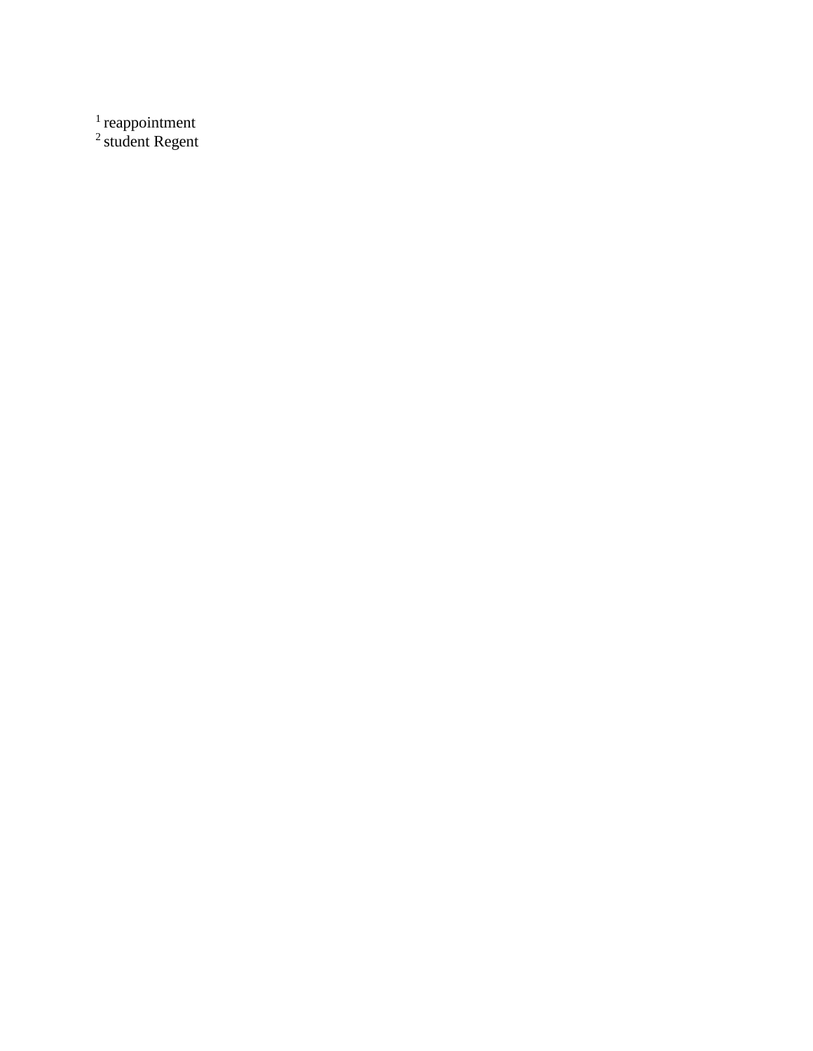[1] reappointment
[2] student Regent